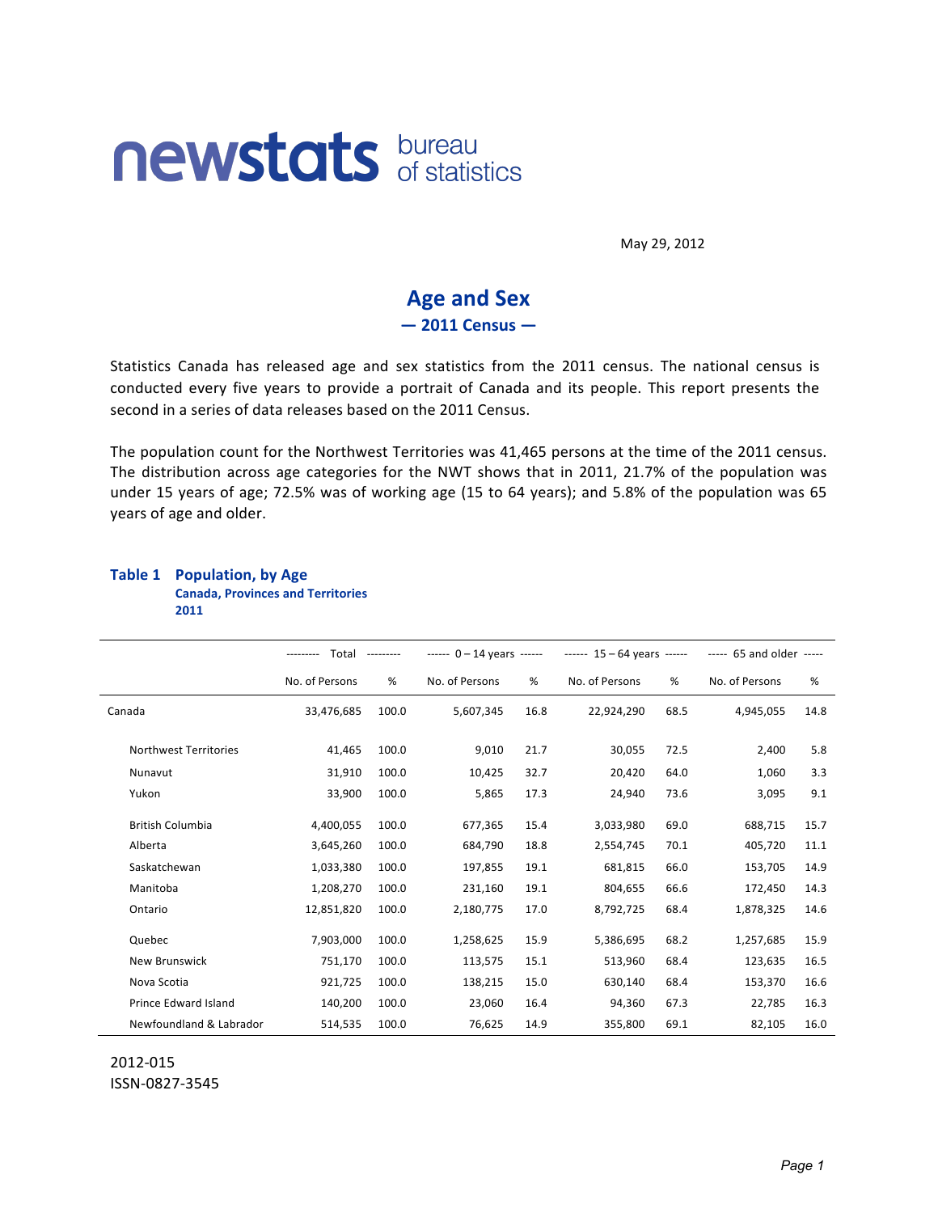newstats bureau of statistics

May 29, 2012

# Age and Sex

## — 2011 Census —

Statistics Canada has released age and sex statistics from the 2011 census. The national census is conducted every five years to provide a portrait of Canada and its people. This report presents the second in a series of data releases based on the 2011 Census.

The population count for the Northwest Territories was 41,465 persons at the time of the 2011 census. The distribution across age categories for the NWT shows that in 2011, 21.7% of the population was under 15 years of age; 72.5% was of working age (15 to 64 years); and 5.8% of the population was 65 years of age and older.

**Table 1 Population, by Age**
**Canada, Provinces and Territories**
**2011**

| | Total | | 0 – 14 years | | 15 – 64 years | | 65 and older | |
|---|---|---|---|---|---|---|---|---|
| | No. of Persons | % | No. of Persons | % | No. of Persons | % | No. of Persons | % |
| Canada | 33,476,685 | 100.0 | 5,607,345 | 16.8 | 22,924,290 | 68.5 | 4,945,055 | 14.8 |
| Northwest Territories | 41,465 | 100.0 | 9,010 | 21.7 | 30,055 | 72.5 | 2,400 | 5.8 |
| Nunavut | 31,910 | 100.0 | 10,425 | 32.7 | 20,420 | 64.0 | 1,060 | 3.3 |
| Yukon | 33,900 | 100.0 | 5,865 | 17.3 | 24,940 | 73.6 | 3,095 | 9.1 |
| British Columbia | 4,400,055 | 100.0 | 677,365 | 15.4 | 3,033,980 | 69.0 | 688,715 | 15.7 |
| Alberta | 3,645,260 | 100.0 | 684,790 | 18.8 | 2,554,745 | 70.1 | 405,720 | 11.1 |
| Saskatchewan | 1,033,380 | 100.0 | 197,855 | 19.1 | 681,815 | 66.0 | 153,705 | 14.9 |
| Manitoba | 1,208,270 | 100.0 | 231,160 | 19.1 | 804,655 | 66.6 | 172,450 | 14.3 |
| Ontario | 12,851,820 | 100.0 | 2,180,775 | 17.0 | 8,792,725 | 68.4 | 1,878,325 | 14.6 |
| Quebec | 7,903,000 | 100.0 | 1,258,625 | 15.9 | 5,386,695 | 68.2 | 1,257,685 | 15.9 |
| New Brunswick | 751,170 | 100.0 | 113,575 | 15.1 | 513,960 | 68.4 | 123,635 | 16.5 |
| Nova Scotia | 921,725 | 100.0 | 138,215 | 15.0 | 630,140 | 68.4 | 153,370 | 16.6 |
| Prince Edward Island | 140,200 | 100.0 | 23,060 | 16.4 | 94,360 | 67.3 | 22,785 | 16.3 |
| Newfoundland & Labrador | 514,535 | 100.0 | 76,625 | 14.9 | 355,800 | 69.1 | 82,105 | 16.0 |

2012-015
ISSN-0827-3545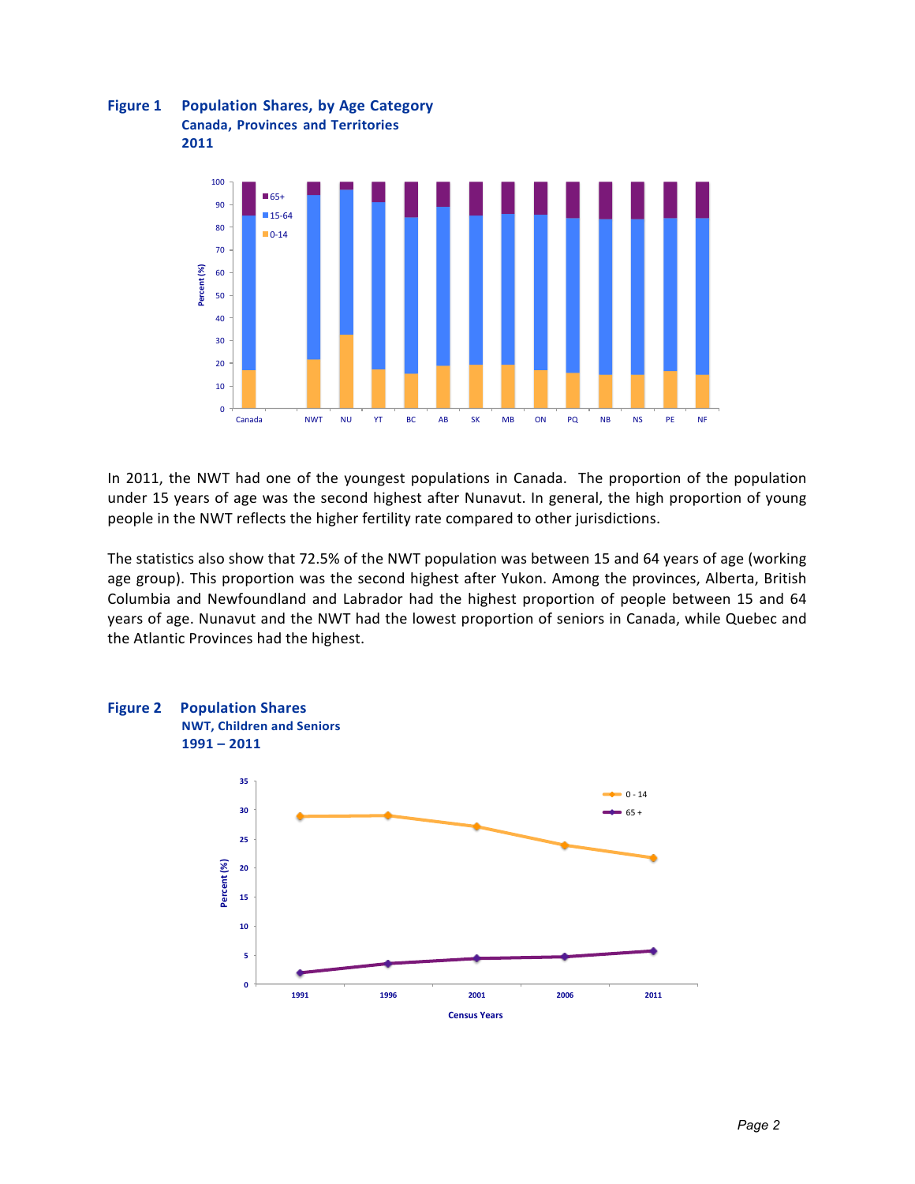**Figure 1 Population Shares, by Age Category**
**Canada, Provinces and Territories**
**2011**

In 2011, the NWT had one of the youngest populations in Canada. The proportion of the population under 15 years of age was the second highest after Nunavut. In general, the high proportion of young people in the NWT reflects the higher fertility rate compared to other jurisdictions.

The statistics also show that 72.5% of the NWT population was between 15 and 64 years of age (working age group). This proportion was the second highest after Yukon. Among the provinces, Alberta, British Columbia and Newfoundland and Labrador had the highest proportion of people between 15 and 64 years of age. Nunavut and the NWT had the lowest proportion of seniors in Canada, while Quebec and the Atlantic Provinces had the highest.

**Figure 2 Population Shares**
**NWT, Children and Seniors**
**1991 – 2011**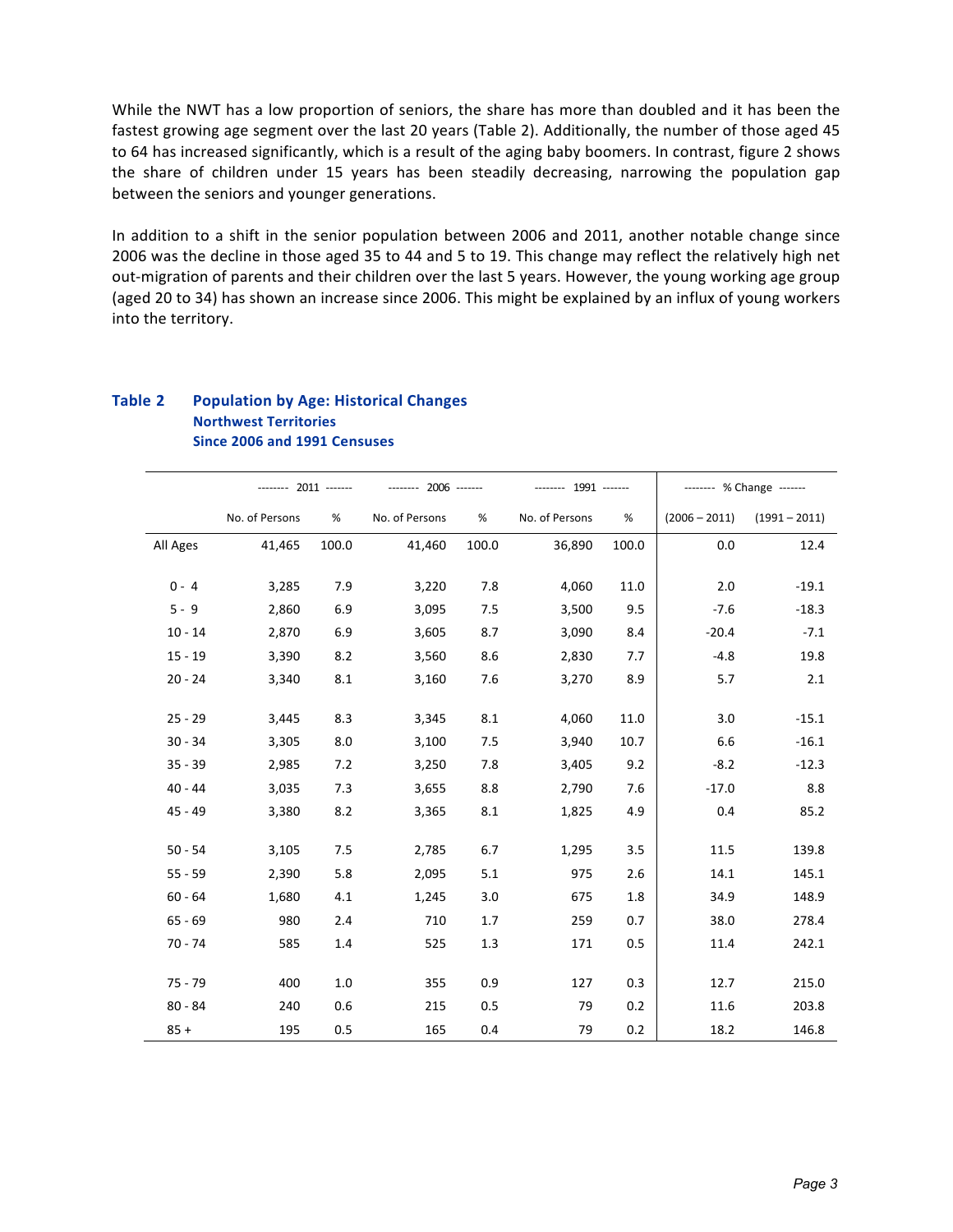While the NWT has a low proportion of seniors, the share has more than doubled and it has been the fastest growing age segment over the last 20 years (Table 2). Additionally, the number of those aged 45 to 64 has increased significantly, which is a result of the aging baby boomers. In contrast, figure 2 shows the share of children under 15 years has been steadily decreasing, narrowing the population gap between the seniors and younger generations.

In addition to a shift in the senior population between 2006 and 2011, another notable change since 2006 was the decline in those aged 35 to 44 and 5 to 19. This change may reflect the relatively high net out-migration of parents and their children over the last 5 years. However, the young working age group (aged 20 to 34) has shown an increase since 2006. This might be explained by an influx of young workers into the territory.

**Table 2 Population by Age: Historical Changes**
**Northwest Territories**
**Since 2006 and 1991 Censuses**

| | 2011 | | 2006 | | 1991 | | % Change | |
|---|---|---|---|---|---|---|---|---|
| | No. of Persons | % | No. of Persons | % | No. of Persons | % | (2006 – 2011) | (1991 – 2011) |
| All Ages | 41,465 | 100.0 | 41,460 | 100.0 | 36,890 | 100.0 | 0.0 | 12.4 |
| 0 - 4 | 3,285 | 7.9 | 3,220 | 7.8 | 4,060 | 11.0 | 2.0 | -19.1 |
| 5 - 9 | 2,860 | 6.9 | 3,095 | 7.5 | 3,500 | 9.5 | -7.6 | -18.3 |
| 10 - 14 | 2,870 | 6.9 | 3,605 | 8.7 | 3,090 | 8.4 | -20.4 | -7.1 |
| 15 - 19 | 3,390 | 8.2 | 3,560 | 8.6 | 2,830 | 7.7 | -4.8 | 19.8 |
| 20 - 24 | 3,340 | 8.1 | 3,160 | 7.6 | 3,270 | 8.9 | 5.7 | 2.1 |
| 25 - 29 | 3,445 | 8.3 | 3,345 | 8.1 | 4,060 | 11.0 | 3.0 | -15.1 |
| 30 - 34 | 3,305 | 8.0 | 3,100 | 7.5 | 3,940 | 10.7 | 6.6 | -16.1 |
| 35 - 39 | 2,985 | 7.2 | 3,250 | 7.8 | 3,405 | 9.2 | -8.2 | -12.3 |
| 40 - 44 | 3,035 | 7.3 | 3,655 | 8.8 | 2,790 | 7.6 | -17.0 | 8.8 |
| 45 - 49 | 3,380 | 8.2 | 3,365 | 8.1 | 1,825 | 4.9 | 0.4 | 85.2 |
| 50 - 54 | 3,105 | 7.5 | 2,785 | 6.7 | 1,295 | 3.5 | 11.5 | 139.8 |
| 55 - 59 | 2,390 | 5.8 | 2,095 | 5.1 | 975 | 2.6 | 14.1 | 145.1 |
| 60 - 64 | 1,680 | 4.1 | 1,245 | 3.0 | 675 | 1.8 | 34.9 | 148.9 |
| 65 - 69 | 980 | 2.4 | 710 | 1.7 | 259 | 0.7 | 38.0 | 278.4 |
| 70 - 74 | 585 | 1.4 | 525 | 1.3 | 171 | 0.5 | 11.4 | 242.1 |
| 75 - 79 | 400 | 1.0 | 355 | 0.9 | 127 | 0.3 | 12.7 | 215.0 |
| 80 - 84 | 240 | 0.6 | 215 | 0.5 | 79 | 0.2 | 11.6 | 203.8 |
| 85 + | 195 | 0.5 | 165 | 0.4 | 79 | 0.2 | 18.2 | 146.8 |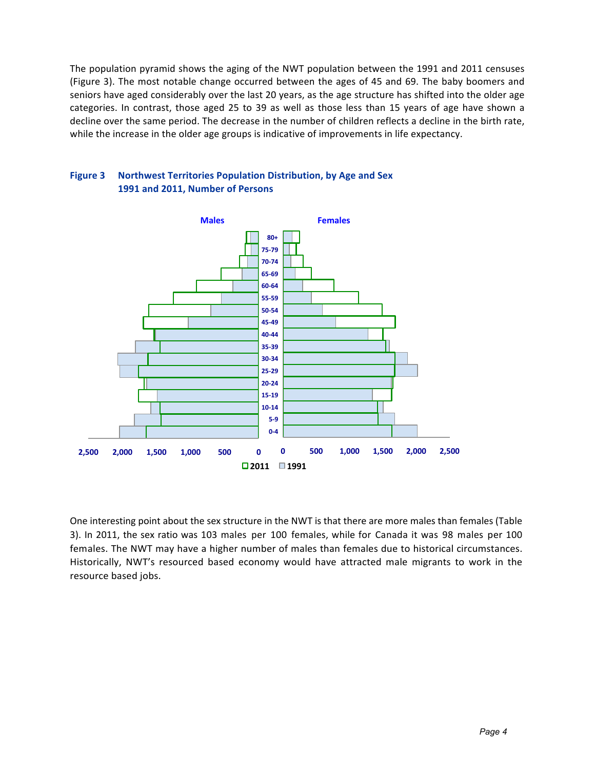The population pyramid shows the aging of the NWT population between the 1991 and 2011 censuses (Figure 3). The most notable change occurred between the ages of 45 and 69. The baby boomers and seniors have aged considerably over the last 20 years, as the age structure has shifted into the older age categories. In contrast, those aged 25 to 39 as well as those less than 15 years of age have shown a decline over the same period. The decrease in the number of children reflects a decline in the birth rate, while the increase in the older age groups is indicative of improvements in life expectancy.

**Figure 3 Northwest Territories Population Distribution, by Age and Sex 1991 and 2011, Number of Persons**

One interesting point about the sex structure in the NWT is that there are more males than females (Table 3). In 2011, the sex ratio was 103 males per 100 females, while for Canada it was 98 males per 100 females. The NWT may have a higher number of males than females due to historical circumstances. Historically, NWT's resourced based economy would have attracted male migrants to work in the resource based jobs.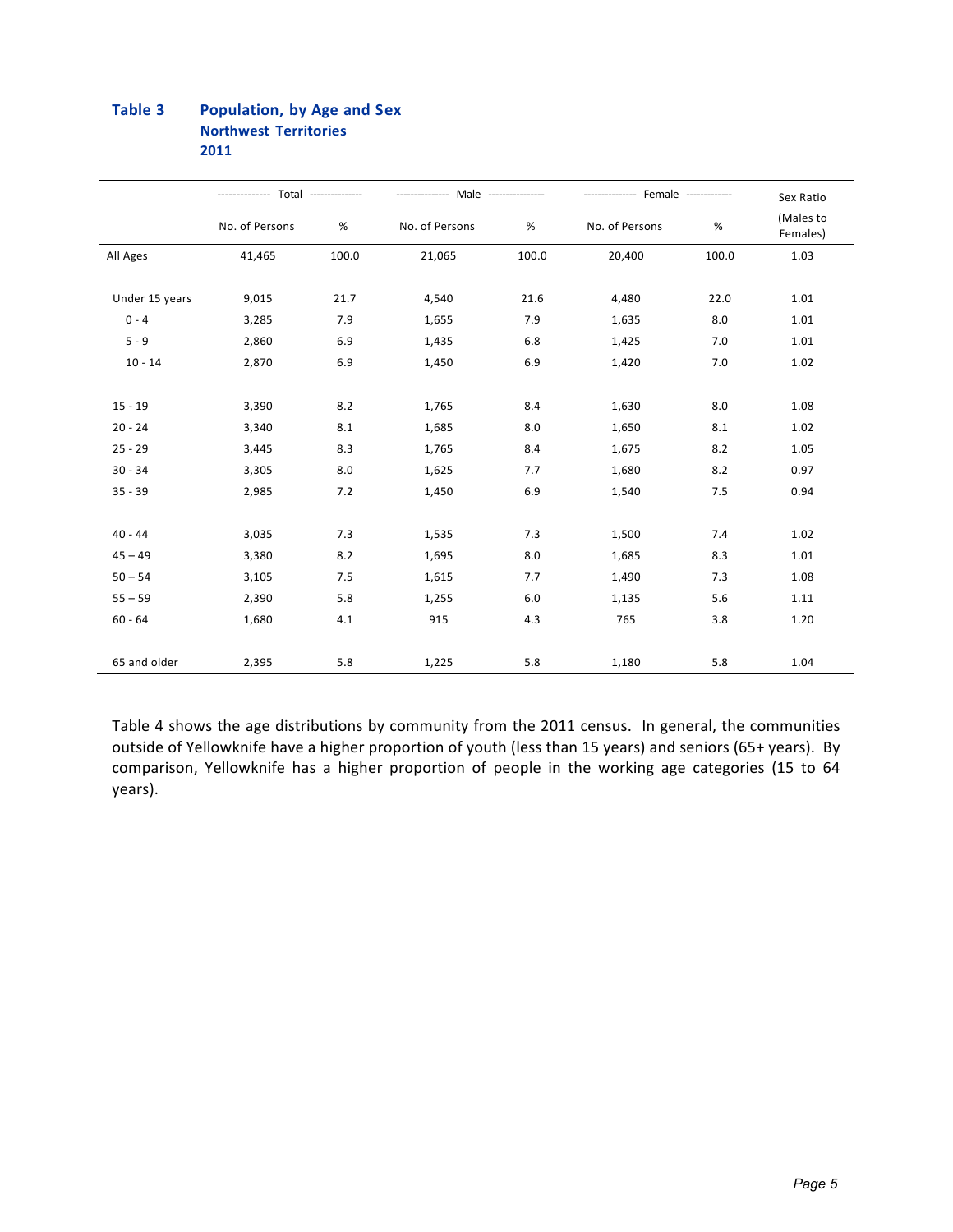**Table 3 Population, by Age and Sex**
**Northwest Territories**
**2011**

| | Total | | Male | | Female | | Sex Ratio |
|---|---|---|---|---|---|---|---|
| | No. of Persons | % | No. of Persons | % | No. of Persons | % | (Males to Females) |
| All Ages | 41,465 | 100.0 | 21,065 | 100.0 | 20,400 | 100.0 | 1.03 |
| Under 15 years | 9,015 | 21.7 | 4,540 | 21.6 | 4,480 | 22.0 | 1.01 |
| 0 - 4 | 3,285 | 7.9 | 1,655 | 7.9 | 1,635 | 8.0 | 1.01 |
| 5 - 9 | 2,860 | 6.9 | 1,435 | 6.8 | 1,425 | 7.0 | 1.01 |
| 10 - 14 | 2,870 | 6.9 | 1,450 | 6.9 | 1,420 | 7.0 | 1.02 |
| 15 - 19 | 3,390 | 8.2 | 1,765 | 8.4 | 1,630 | 8.0 | 1.08 |
| 20 - 24 | 3,340 | 8.1 | 1,685 | 8.0 | 1,650 | 8.1 | 1.02 |
| 25 - 29 | 3,445 | 8.3 | 1,765 | 8.4 | 1,675 | 8.2 | 1.05 |
| 30 - 34 | 3,305 | 8.0 | 1,625 | 7.7 | 1,680 | 8.2 | 0.97 |
| 35 - 39 | 2,985 | 7.2 | 1,450 | 6.9 | 1,540 | 7.5 | 0.94 |
| 40 - 44 | 3,035 | 7.3 | 1,535 | 7.3 | 1,500 | 7.4 | 1.02 |
| 45 – 49 | 3,380 | 8.2 | 1,695 | 8.0 | 1,685 | 8.3 | 1.01 |
| 50 – 54 | 3,105 | 7.5 | 1,615 | 7.7 | 1,490 | 7.3 | 1.08 |
| 55 – 59 | 2,390 | 5.8 | 1,255 | 6.0 | 1,135 | 5.6 | 1.11 |
| 60 - 64 | 1,680 | 4.1 | 915 | 4.3 | 765 | 3.8 | 1.20 |
| 65 and older | 2,395 | 5.8 | 1,225 | 5.8 | 1,180 | 5.8 | 1.04 |

Table 4 shows the age distributions by community from the 2011 census. In general, the communities outside of Yellowknife have a higher proportion of youth (less than 15 years) and seniors (65+ years). By comparison, Yellowknife has a higher proportion of people in the working age categories (15 to 64 years).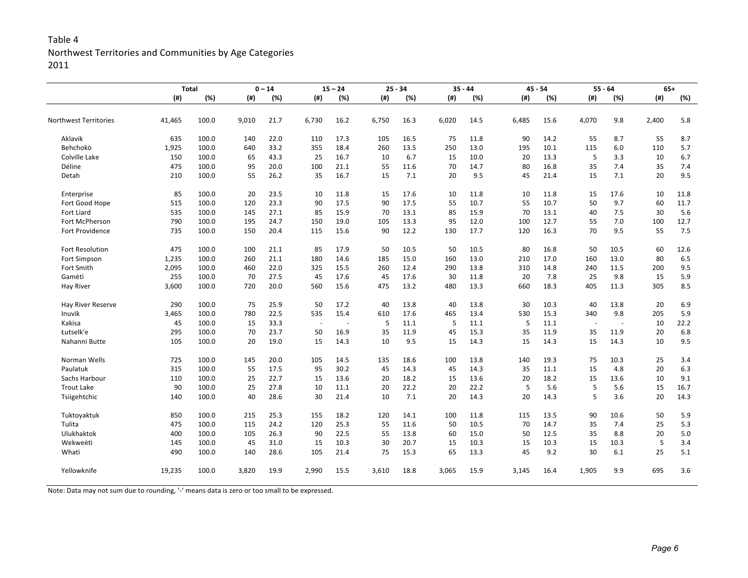Table 4
Northwest Territories and Communities by Age Categories
2011

| | Total | | 0 – 14 | | 15 – 24 | | 25 - 34 | | 35 - 44 | | 45 - 54 | | 55 - 64 | | 65+ | |
|---|---|---|---|---|---|---|---|---|---|---|---|---|---|---|---|---|
| | (#) | (%) | (#) | (%) | (#) | (%) | (#) | (%) | (#) | (%) | (#) | (%) | (#) | (%) | (#) | (%) |
| Northwest Territories | 41,465 | 100.0 | 9,010 | 21.7 | 6,730 | 16.2 | 6,750 | 16.3 | 6,020 | 14.5 | 6,485 | 15.6 | 4,070 | 9.8 | 2,400 | 5.8 |
| Aklavik | 635 | 100.0 | 140 | 22.0 | 110 | 17.3 | 105 | 16.5 | 75 | 11.8 | 90 | 14.2 | 55 | 8.7 | 55 | 8.7 |
| Behchokò | 1,925 | 100.0 | 640 | 33.2 | 355 | 18.4 | 260 | 13.5 | 250 | 13.0 | 195 | 10.1 | 115 | 6.0 | 110 | 5.7 |
| Colville Lake | 150 | 100.0 | 65 | 43.3 | 25 | 16.7 | 10 | 6.7 | 15 | 10.0 | 20 | 13.3 | 5 | 3.3 | 10 | 6.7 |
| Déline | 475 | 100.0 | 95 | 20.0 | 100 | 21.1 | 55 | 11.6 | 70 | 14.7 | 80 | 16.8 | 35 | 7.4 | 35 | 7.4 |
| Detah | 210 | 100.0 | 55 | 26.2 | 35 | 16.7 | 15 | 7.1 | 20 | 9.5 | 45 | 21.4 | 15 | 7.1 | 20 | 9.5 |
| Enterprise | 85 | 100.0 | 20 | 23.5 | 10 | 11.8 | 15 | 17.6 | 10 | 11.8 | 10 | 11.8 | 15 | 17.6 | 10 | 11.8 |
| Fort Good Hope | 515 | 100.0 | 120 | 23.3 | 90 | 17.5 | 90 | 17.5 | 55 | 10.7 | 55 | 10.7 | 50 | 9.7 | 60 | 11.7 |
| Fort Liard | 535 | 100.0 | 145 | 27.1 | 85 | 15.9 | 70 | 13.1 | 85 | 15.9 | 70 | 13.1 | 40 | 7.5 | 30 | 5.6 |
| Fort McPherson | 790 | 100.0 | 195 | 24.7 | 150 | 19.0 | 105 | 13.3 | 95 | 12.0 | 100 | 12.7 | 55 | 7.0 | 100 | 12.7 |
| Fort Providence | 735 | 100.0 | 150 | 20.4 | 115 | 15.6 | 90 | 12.2 | 130 | 17.7 | 120 | 16.3 | 70 | 9.5 | 55 | 7.5 |
| Fort Resolution | 475 | 100.0 | 100 | 21.1 | 85 | 17.9 | 50 | 10.5 | 50 | 10.5 | 80 | 16.8 | 50 | 10.5 | 60 | 12.6 |
| Fort Simpson | 1,235 | 100.0 | 260 | 21.1 | 180 | 14.6 | 185 | 15.0 | 160 | 13.0 | 210 | 17.0 | 160 | 13.0 | 80 | 6.5 |
| Fort Smith | 2,095 | 100.0 | 460 | 22.0 | 325 | 15.5 | 260 | 12.4 | 290 | 13.8 | 310 | 14.8 | 240 | 11.5 | 200 | 9.5 |
| Gamètì | 255 | 100.0 | 70 | 27.5 | 45 | 17.6 | 45 | 17.6 | 30 | 11.8 | 20 | 7.8 | 25 | 9.8 | 15 | 5.9 |
| Hay River | 3,600 | 100.0 | 720 | 20.0 | 560 | 15.6 | 475 | 13.2 | 480 | 13.3 | 660 | 18.3 | 405 | 11.3 | 305 | 8.5 |
| Hay River Reserve | 290 | 100.0 | 75 | 25.9 | 50 | 17.2 | 40 | 13.8 | 40 | 13.8 | 30 | 10.3 | 40 | 13.8 | 20 | 6.9 |
| Inuvik | 3,465 | 100.0 | 780 | 22.5 | 535 | 15.4 | 610 | 17.6 | 465 | 13.4 | 530 | 15.3 | 340 | 9.8 | 205 | 5.9 |
| Kakisa | 45 | 100.0 | 15 | 33.3 | - | - | 5 | 11.1 | 5 | 11.1 | 5 | 11.1 | - | - | 10 | 22.2 |
| Łutselk'e | 295 | 100.0 | 70 | 23.7 | 50 | 16.9 | 35 | 11.9 | 45 | 15.3 | 35 | 11.9 | 35 | 11.9 | 20 | 6.8 |
| Nahanni Butte | 105 | 100.0 | 20 | 19.0 | 15 | 14.3 | 10 | 9.5 | 15 | 14.3 | 15 | 14.3 | 15 | 14.3 | 10 | 9.5 |
| Norman Wells | 725 | 100.0 | 145 | 20.0 | 105 | 14.5 | 135 | 18.6 | 100 | 13.8 | 140 | 19.3 | 75 | 10.3 | 25 | 3.4 |
| Paulatuk | 315 | 100.0 | 55 | 17.5 | 95 | 30.2 | 45 | 14.3 | 45 | 14.3 | 35 | 11.1 | 15 | 4.8 | 20 | 6.3 |
| Sachs Harbour | 110 | 100.0 | 25 | 22.7 | 15 | 13.6 | 20 | 18.2 | 15 | 13.6 | 20 | 18.2 | 15 | 13.6 | 10 | 9.1 |
| Trout Lake | 90 | 100.0 | 25 | 27.8 | 10 | 11.1 | 20 | 22.2 | 20 | 22.2 | 5 | 5.6 | 5 | 5.6 | 15 | 16.7 |
| Tsiigehtchic | 140 | 100.0 | 40 | 28.6 | 30 | 21.4 | 10 | 7.1 | 20 | 14.3 | 20 | 14.3 | 5 | 3.6 | 20 | 14.3 |
| Tuktoyaktuk | 850 | 100.0 | 215 | 25.3 | 155 | 18.2 | 120 | 14.1 | 100 | 11.8 | 115 | 13.5 | 90 | 10.6 | 50 | 5.9 |
| Tulita | 475 | 100.0 | 115 | 24.2 | 120 | 25.3 | 55 | 11.6 | 50 | 10.5 | 70 | 14.7 | 35 | 7.4 | 25 | 5.3 |
| Ulukhaktok | 400 | 100.0 | 105 | 26.3 | 90 | 22.5 | 55 | 13.8 | 60 | 15.0 | 50 | 12.5 | 35 | 8.8 | 20 | 5.0 |
| Wekweètì | 145 | 100.0 | 45 | 31.0 | 15 | 10.3 | 30 | 20.7 | 15 | 10.3 | 15 | 10.3 | 15 | 10.3 | 5 | 3.4 |
| Whatì | 490 | 100.0 | 140 | 28.6 | 105 | 21.4 | 75 | 15.3 | 65 | 13.3 | 45 | 9.2 | 30 | 6.1 | 25 | 5.1 |
| Yellowknife | 19,235 | 100.0 | 3,820 | 19.9 | 2,990 | 15.5 | 3,610 | 18.8 | 3,065 | 15.9 | 3,145 | 16.4 | 1,905 | 9.9 | 695 | 3.6 |

Note: Data may not sum due to rounding, '-' means data is zero or too small to be expressed.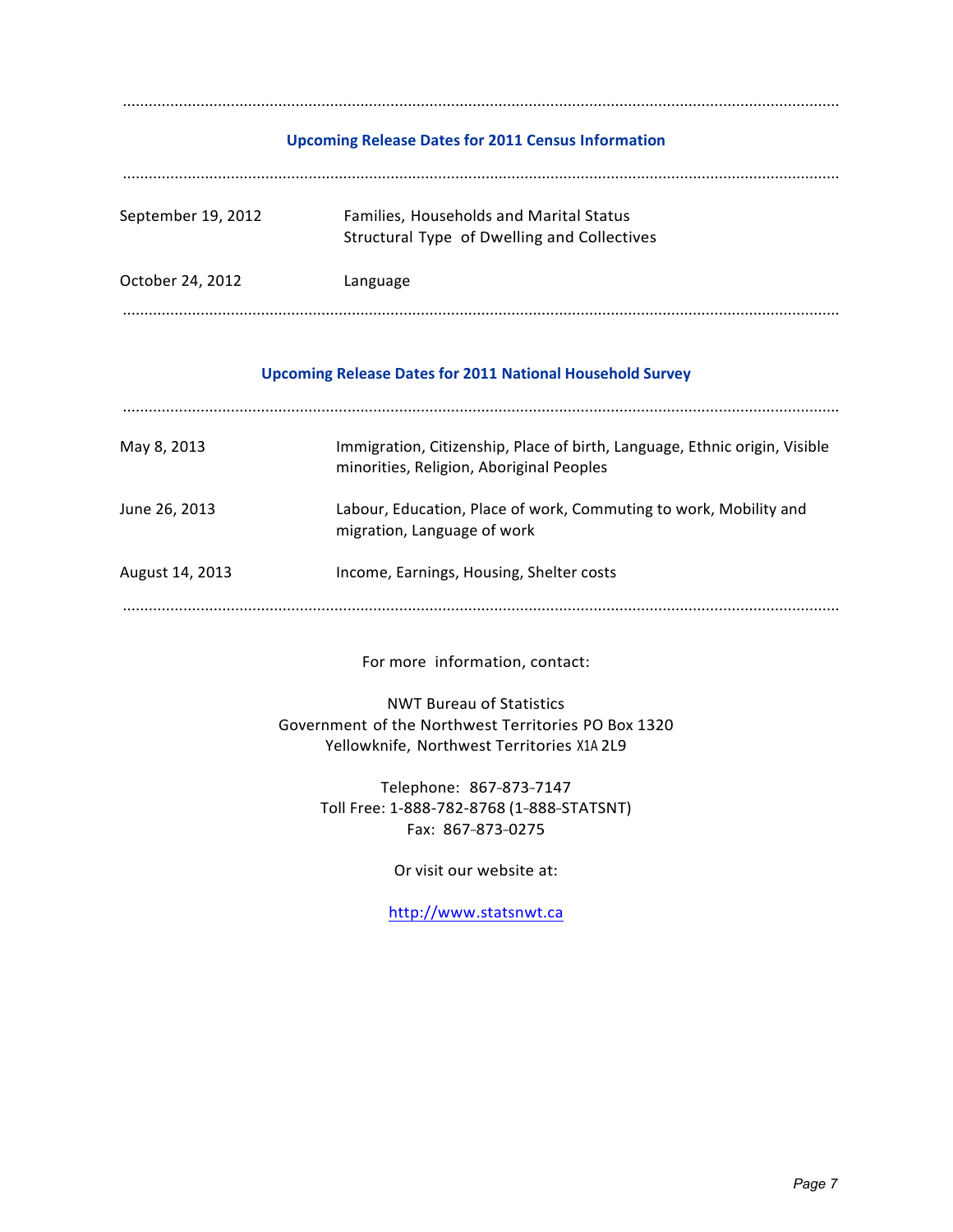## Upcoming Release Dates for 2011 Census Information

| | |
|---|---|
| September 19, 2012 | Families, Households and Marital Status<br>Structural Type of Dwelling and Collectives |
| October 24, 2012 | Language |

## Upcoming Release Dates for 2011 National Household Survey

| | |
|---|---|
| May 8, 2013 | Immigration, Citizenship, Place of birth, Language, Ethnic origin, Visible minorities, Religion, Aboriginal Peoples |
| June 26, 2013 | Labour, Education, Place of work, Commuting to work, Mobility and migration, Language of work |
| August 14, 2013 | Income, Earnings, Housing, Shelter costs |

For more information, contact:

NWT Bureau of Statistics
Government of the Northwest Territories PO Box 1320
Yellowknife, Northwest Territories X1A 2L9

Telephone: 867-873-7147
Toll Free: 1-888-782-8768 (1-888-STATSNT)
Fax: 867-873-0275

Or visit our website at:

http://www.statsnwt.ca